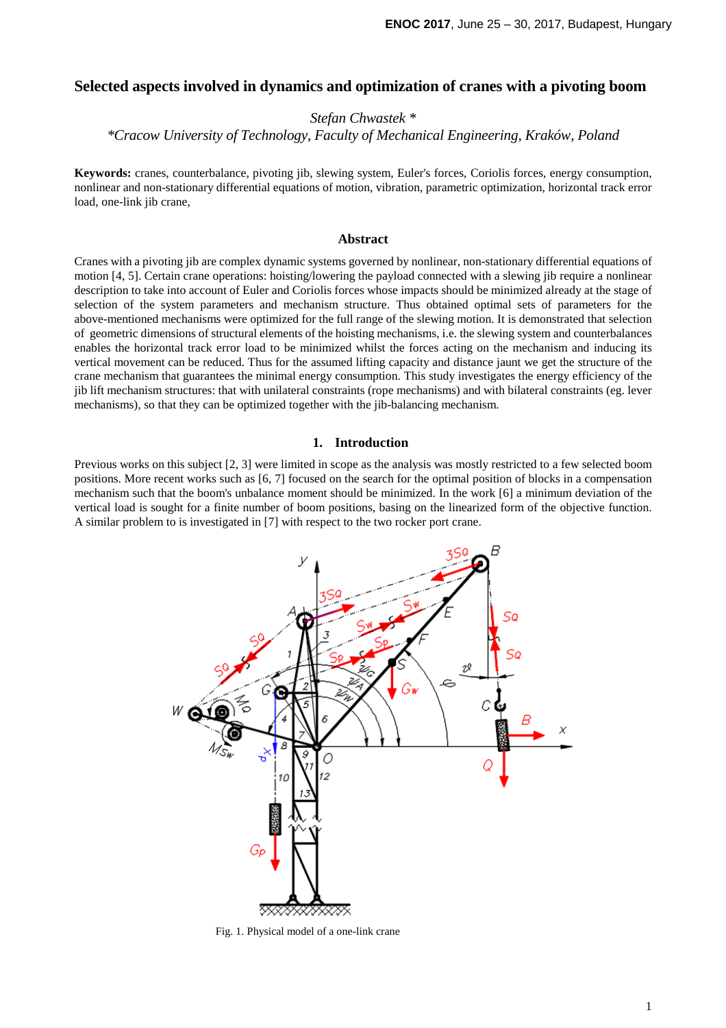# Selected aspects involved in dynamics and optimization of cranes with a pivoting boom

*Stefan Chwastek \**

*\*Cracow University of Technology, Faculty of Mechanical Engineering, Kraków, Poland*

**Keywords:** cranes, counterbalance, pivoting jib, slewing system, Euler's forces, Coriolis forces, energy consumption, nonlinear and non-stationary differential equations of motion, vibration, parametric optimization, horizontal track error load, one-link jib crane,

### Abstract

Cranes with a pivoting jib are complex dynamic systems governed by nonlinear, non-stationary differential equations of motion [4, 5]. Certain crane operations: hoisting/lowering the payload connected with a slewing jib require a nonlinear description to take into account of Euler and Coriolis forces whose impacts should be minimized already at the stage of selection of the system parameters and mechanism structure. Thus obtained optimal sets of parameters for the above-mentioned mechanisms were optimized for the full range of the slewing motion. It is demonstrated that selection of geometric dimensions of structural elements of the hoisting mechanisms, i.e. the slewing system and counterbalances enables the horizontal track error load to be minimized whilst the forces acting on the mechanism and inducing its vertical movement can be reduced. Thus for the assumed lifting capacity and distance jaunt we get the structure of the crane mechanism that guarantees the minimal energy consumption. This study investigates the energy efficiency of the jib lift mechanism structures: that with unilateral constraints (rope mechanisms) and with bilateral constraints (eg. lever mechanisms), so that they can be optimized together with the jib-balancing mechanism.

## 1. Introduction

Previous works on this subject [2, 3] were limited in scope as the analysis was mostly restricted to a few selected boom positions. More recent works such as [6, 7] focused on the search for the optimal position of blocks in a compensation mechanism such that the boom's unbalance moment should be minimized. In the work [6] a minimum deviation of the vertical load is sought for a finite number of boom positions, basing on the linearized form of the objective function. A similar problem to is investigated in [7] with respect to the two rocker port crane.

Fig. 1. Physical model of a one-link crane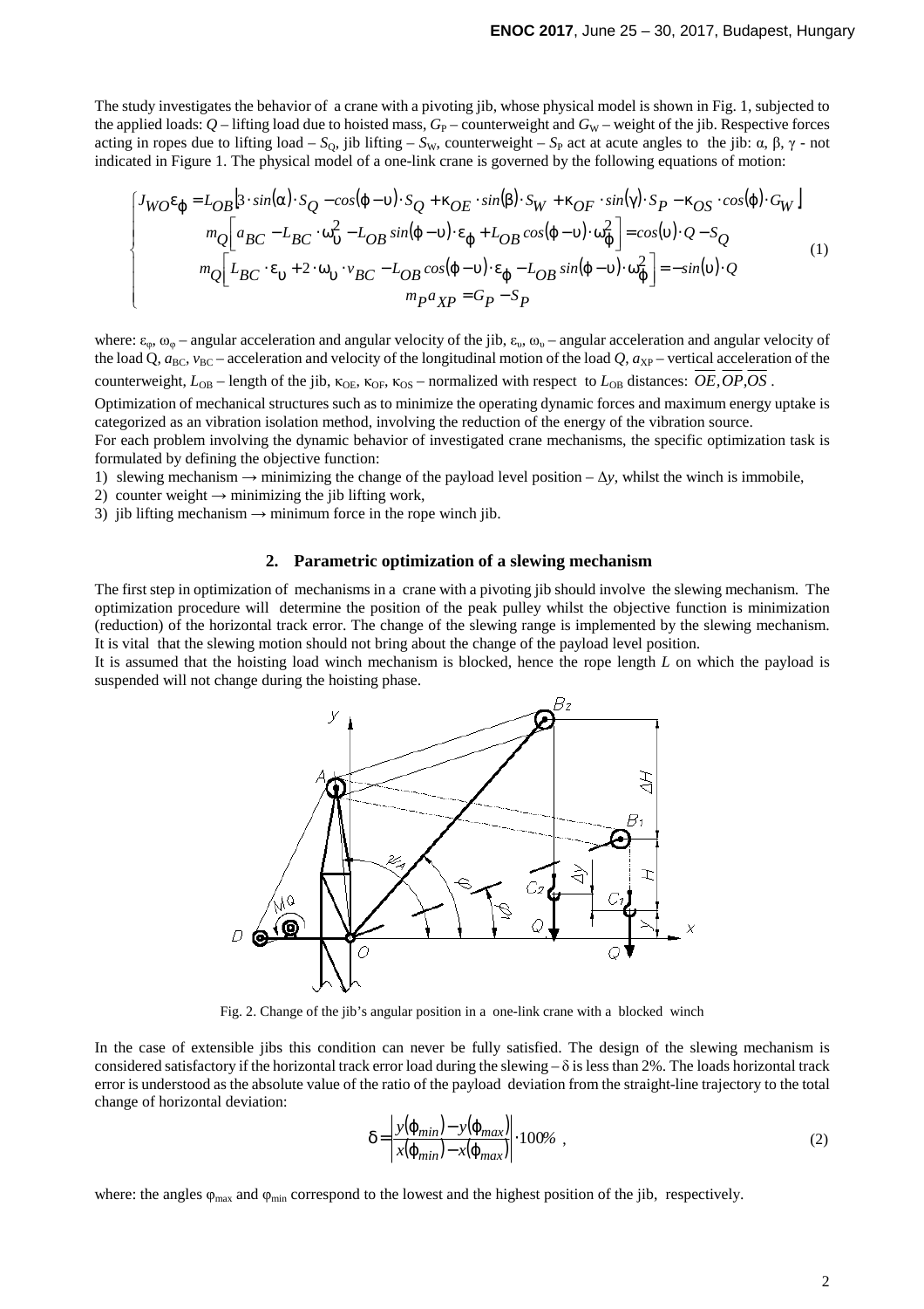The study investigates the behavior of a crane with a pivoting jib, whose physical model is shown in Fig. 1, subjected to the applied loads: $Q$ – lifting load due to hoisted mass, $G_P$ – counterweight and $G_W$ – weight of the jib. Respective forces acting in ropes due to lifting load – $S_Q$, jib lifting – $S_W$, counterweight – $S_P$ act at acute angles to the jib: α, β, γ - not indicated in Figure 1. The physical model of a one-link crane is governed by the following equations of motion:

$$
\begin{cases}
J_{WO}\varepsilon_\varphi = L_{OB}\left[3\cdot\sin(\alpha)\cdot S_Q - \cos(\varphi-\upsilon)\cdot S_Q + \kappa_{OE}\cdot\sin(\beta)\cdot S_W + \kappa_{OF}\cdot\sin(\gamma)\cdot S_P - \kappa_{OS}\cdot\cos(\varphi)\cdot G_W\right] \\
m_Q\left[a_{BC} - L_{BC}\cdot\omega_\upsilon^2 - L_{OB}\sin(\varphi-\upsilon)\cdot\varepsilon_\varphi + L_{OB}\cos(\varphi-\upsilon)\cdot\omega_\varphi^2\right] = \cos(\upsilon)\cdot Q - S_Q \\
m_Q\left[L_{BC}\cdot\varepsilon_\upsilon + 2\cdot\omega_\upsilon\cdot v_{BC} - L_{OB}\cos(\varphi-\upsilon)\cdot\varepsilon_\varphi - L_{OB}\sin(\varphi-\upsilon)\cdot\omega_\varphi^2\right] = -\sin(\upsilon)\cdot Q \\
m_P a_{XP} = G_P - S_P
\end{cases}
\tag{1}
$$

where: $\varepsilon_\varphi$, $\omega_\varphi$ – angular acceleration and angular velocity of the jib, $\varepsilon_\upsilon$, $\omega_\upsilon$ – angular acceleration and angular velocity of the load Q, $a_{BC}$, $v_{BC}$ – acceleration and velocity of the longitudinal motion of the load $Q$, $a_{XP}$ – vertical acceleration of the counterweight, $L_{OB}$ – length of the jib, $\kappa_{OE}$, $\kappa_{OF}$, $\kappa_{OS}$ – normalized with respect to $L_{OB}$ distances: $\overline{OE}, \overline{OP}, \overline{OS}$ .

Optimization of mechanical structures such as to minimize the operating dynamic forces and maximum energy uptake is categorized as an vibration isolation method, involving the reduction of the energy of the vibration source.

For each problem involving the dynamic behavior of investigated crane mechanisms, the specific optimization task is formulated by defining the objective function:

1) slewing mechanism → minimizing the change of the payload level position – $\Delta y$, whilst the winch is immobile,
2) counter weight → minimizing the jib lifting work,
3) jib lifting mechanism → minimum force in the rope winch jib.

## 2. Parametric optimization of a slewing mechanism

The first step in optimization of mechanisms in a crane with a pivoting jib should involve the slewing mechanism. The optimization procedure will determine the position of the peak pulley whilst the objective function is minimization (reduction) of the horizontal track error. The change of the slewing range is implemented by the slewing mechanism. It is vital that the slewing motion should not bring about the change of the payload level position.

It is assumed that the hoisting load winch mechanism is blocked, hence the rope length $L$ on which the payload is suspended will not change during the hoisting phase.

Fig. 2. Change of the jib's angular position in a one-link crane with a blocked winch

In the case of extensible jibs this condition can never be fully satisfied. The design of the slewing mechanism is considered satisfactory if the horizontal track error load during the slewing – δ is less than 2%. The loads horizontal track error is understood as the absolute value of the ratio of the payload deviation from the straight-line trajectory to the total change of horizontal deviation:

$$
\delta = \left|\frac{y(\varphi_{min}) - y(\varphi_{max})}{x(\varphi_{min}) - x(\varphi_{max})}\right|\cdot 100\% \ , \tag{2}
$$

where: the angles $\varphi_{max}$ and $\varphi_{min}$ correspond to the lowest and the highest position of the jib, respectively.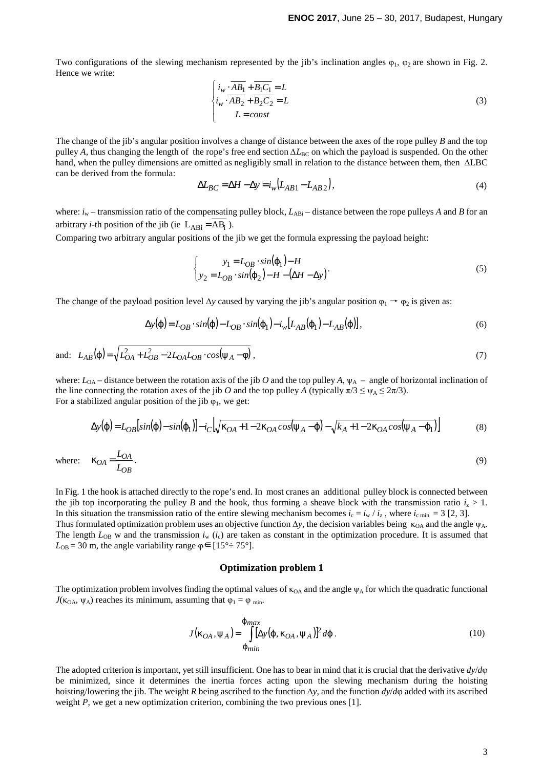Two configurations of the slewing mechanism represented by the jib's inclination angles $\varphi_1$, $\varphi_2$ are shown in Fig. 2. Hence we write:

$$\begin{cases} i_w \cdot \overline{AB_1} + \overline{B_1C_1} = L \\ i_w \cdot \overline{AB_2} + \overline{B_2C_2} = L \\ L = const \end{cases} \tag{3}$$

The change of the jib's angular position involves a change of distance between the axes of the rope pulley *B* and the top pulley *A*, thus changing the length of the rope's free end section $\Delta L_{BC}$ on which the payload is suspended. On the other hand, when the pulley dimensions are omitted as negligibly small in relation to the distance between them, then $\Delta$LBC can be derived from the formula:

$$\Delta L_{BC} = \Delta H - \Delta y = i_w \left( L_{AB1} - L_{AB2} \right), \tag{4}$$

where: $i_w$ – transmission ratio of the compensating pulley block, $L_{ABi}$ – distance between the rope pulleys *A* and *B* for an arbitrary *i*-th position of the jib (ie $L_{ABi} = \overline{AB_i}$ ).

Comparing two arbitrary angular positions of the jib we get the formula expressing the payload height:

$$\begin{cases} y_1 = L_{OB} \cdot sin(\varphi_1) - H \\ y_2 = L_{OB} \cdot sin(\varphi_2) - H - (\Delta H - \Delta y) \end{cases}. \tag{5}$$

The change of the payload position level $\Delta y$ caused by varying the jib's angular position $\varphi_1 \to \varphi_2$ is given as:

$$\Delta y(\varphi) = L_{OB} \cdot sin(\varphi) - L_{OB} \cdot sin(\varphi_1) - i_w \left[ L_{AB}(\varphi_1) - L_{AB}(\varphi) \right], \tag{6}$$

and: $L_{AB}(\varphi) = \sqrt{L_{OA}^2 + L_{OB}^2 - 2L_{OA}L_{OB} \cdot cos(\psi_A - \varphi)}$ , (7)

where: $L_{OA}$ – distance between the rotation axis of the jib *O* and the top pulley *A*, $\psi_A$ – angle of horizontal inclination of the line connecting the rotation axes of the jib *O* and the top pulley *A* (typically $\pi/3 \le \psi_A \le 2\pi/3$).

For a stabilized angular position of the jib $\varphi_1$, we get:

$$\Delta y(\varphi) = L_{OB}\left[ sin(\varphi) - sin(\varphi_1) \right] - i_C \left[ \sqrt{\kappa_{OA} + 1 - 2\kappa_{OA} cos(\psi_A - \varphi)} - \sqrt{k_A + 1 - 2\kappa_{OA} cos(\psi_A - \varphi_1)} \right] \tag{8}$$

where: $\kappa_{OA} = \dfrac{L_{OA}}{L_{OB}}$. (9)

In Fig. 1 the hook is attached directly to the rope's end. In most cranes an additional pulley block is connected between the jib top incorporating the pulley *B* and the hook, thus forming a sheave block with the transmission ratio $i_z > 1$. In this situation the transmission ratio of the entire slewing mechanism becomes $i_c = i_w / i_z$ , where $i_{c\,min} = 3$ [2, 3].

Thus formulated optimization problem uses an objective function $\Delta y$, the decision variables being $\kappa_{OA}$ and the angle $\psi_A$. The length $L_{OB}$ w and the transmission $i_w$ ($i_c$) are taken as constant in the optimization procedure. It is assumed that $L_{OB} = 30$ m, the angle variability range $\varphi \in [15° \div 75°]$.

## Optimization problem 1

The optimization problem involves finding the optimal values of $\kappa_{OA}$ and the angle $\psi_A$ for which the quadratic functional $J(\kappa_{OA}, \psi_A)$ reaches its minimum, assuming that $\varphi_1 = \varphi_{min}$.

$$J(\kappa_{OA}, \psi_A) = \int_{\varphi_{min}}^{\varphi_{max}} \left[ \Delta y(\varphi, \kappa_{OA}, \psi_A) \right]^2 d\varphi. \tag{10}$$

The adopted criterion is important, yet still insufficient. One has to bear in mind that it is crucial that the derivative $dy/d\varphi$ be minimized, since it determines the inertia forces acting upon the slewing mechanism during the hoisting hoisting/lowering the jib. The weight *R* being ascribed to the function $\Delta y$, and the function $dy/d\varphi$ added with its ascribed weight *P*, we get a new optimization criterion, combining the two previous ones [1].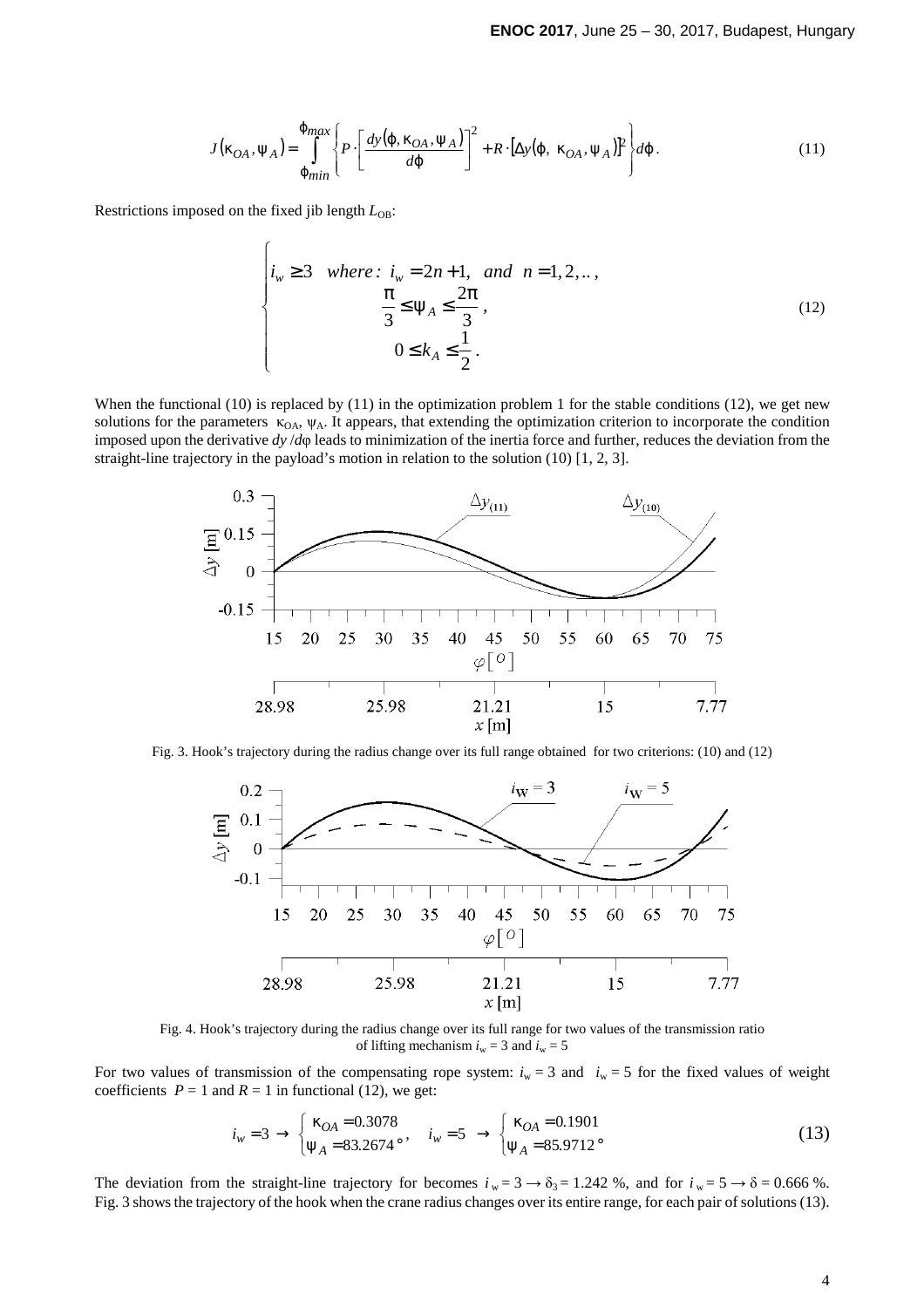$$J(\kappa_{OA}, \psi_A) = \int_{\varphi_{min}}^{\varphi_{max}} \left\{ P \cdot \left[ \frac{dy(\varphi, \kappa_{OA}, \psi_A)}{d\varphi} \right]^2 + R \cdot \left[ \Delta y(\varphi,\ \kappa_{OA}, \psi_A) \right]^2 \right\} d\varphi . \tag{11}$$

Restrictions imposed on the fixed jib length $L_{OB}$:

$$\begin{cases} i_w \geq 3 \quad where:\ i_w = 2n+1, \ \ and \ \ n = 1, 2, .., \\ \qquad \dfrac{\pi}{3} \leq \psi_A \leq \dfrac{2\pi}{3}, \\ \qquad 0 \leq k_A \leq \dfrac{1}{2}. \end{cases} \tag{12}$$

When the functional (10) is replaced by (11) in the optimization problem 1 for the stable conditions (12), we get new solutions for the parameters $\kappa_{OA}$, $\psi_A$. It appears, that extending the optimization criterion to incorporate the condition imposed upon the derivative $dy/d\varphi$ leads to minimization of the inertia force and further, reduces the deviation from the straight-line trajectory in the payload's motion in relation to the solution (10) [1, 2, 3].

Fig. 3. Hook's trajectory during the radius change over its full range obtained for two criterions: (10) and (12)

Fig. 4. Hook's trajectory during the radius change over its full range for two values of the transmission ratio of lifting mechanism $i_w = 3$ and $i_w = 5$

For two values of transmission of the compensating rope system: $i_w = 3$ and $i_w = 5$ for the fixed values of weight coefficients $P = 1$ and $R = 1$ in functional (12), we get:

$$i_w = 3 \ \rightarrow \ \begin{cases} \kappa_{OA} = 0.3078 \\ \psi_A = 83.2674\,° \end{cases}, \quad i_w = 5 \ \rightarrow \ \begin{cases} \kappa_{OA} = 0.1901 \\ \psi_A = 85.9712\,° \end{cases} \tag{13}$$

The deviation from the straight-line trajectory for becomes $i_w = 3 \rightarrow \delta_3 = 1.242$ %, and for $i_w = 5 \rightarrow \delta = 0.666$ %. Fig. 3 shows the trajectory of the hook when the crane radius changes over its entire range, for each pair of solutions (13).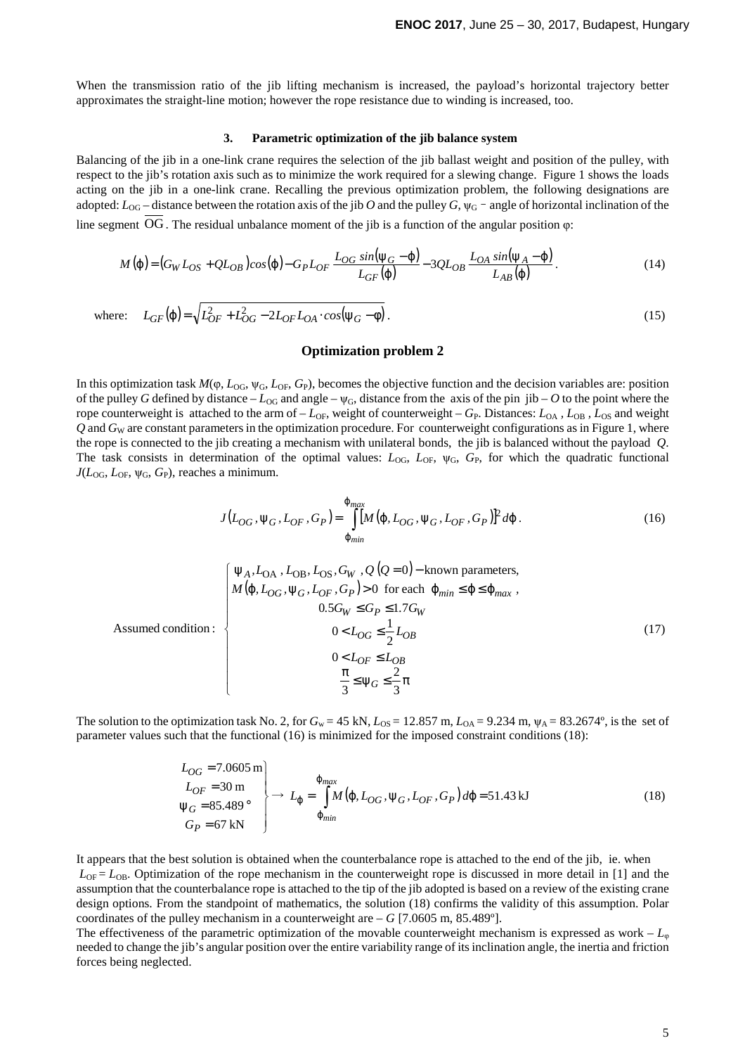When the transmission ratio of the jib lifting mechanism is increased, the payload's horizontal trajectory better approximates the straight-line motion; however the rope resistance due to winding is increased, too.

### 3. Parametric optimization of the jib balance system

Balancing of the jib in a one-link crane requires the selection of the jib ballast weight and position of the pulley, with respect to the jib's rotation axis such as to minimize the work required for a slewing change. Figure 1 shows the loads acting on the jib in a one-link crane. Recalling the previous optimization problem, the following designations are adopted: $L_{OG}$ – distance between the rotation axis of the jib $O$ and the pulley $G$, $\psi_G$ – angle of horizontal inclination of the line segment $\overline{OG}$. The residual unbalance moment of the jib is a function of the angular position $\varphi$:

$$M(\varphi) = (G_W L_{OS} + QL_{OB})\cos(\varphi) - G_P L_{OF} \frac{L_{OG}\sin(\psi_G - \varphi)}{L_{GF}(\varphi)} - 3QL_{OB}\frac{L_{OA}\sin(\psi_A - \varphi)}{L_{AB}(\varphi)}. \tag{14}$$

where: $$L_{GF}(\varphi) = \sqrt{L_{OF}^2 + L_{OG}^2 - 2L_{OF}L_{OA}\cdot\cos(\psi_G - \varphi)}. \tag{15}$$

#### Optimization problem 2

In this optimization task $M(\varphi, L_{OG}, \psi_G, L_{OF}, G_P)$, becomes the objective function and the decision variables are: position of the pulley $G$ defined by distance – $L_{OG}$ and angle – $\psi_G$, distance from the axis of the pin jib – $O$ to the point where the rope counterweight is attached to the arm of – $L_{OF}$, weight of counterweight – $G_P$. Distances: $L_{OA}$, $L_{OB}$, $L_{OS}$ and weight $Q$ and $G_W$ are constant parameters in the optimization procedure. For counterweight configurations as in Figure 1, where the rope is connected to the jib creating a mechanism with unilateral bonds, the jib is balanced without the payload $Q$. The task consists in determination of the optimal values: $L_{OG}$, $L_{OF}$, $\psi_G$, $G_P$, for which the quadratic functional $J(L_{OG}, L_{OF}, \psi_G, G_P)$, reaches a minimum.

$$J(L_{OG}, \psi_G, L_{OF}, G_P) = \int_{\varphi_{min}}^{\varphi_{max}} [M(\varphi, L_{OG}, \psi_G, L_{OF}, G_P)]^2 d\varphi. \tag{16}$$

$$\text{Assumed condition:} \quad \begin{cases} \psi_A, L_{OA}, L_{OB}, L_{OS}, G_W, Q\ (Q=0) - \text{known parameters,} \\ M(\varphi, L_{OG}, \psi_G, L_{OF}, G_P) > 0 \ \text{ for each } \ \varphi_{min} \le \varphi \le \varphi_{max}, \\ 0.5G_W \le G_P \le 1.7G_W \\ 0 < L_{OG} \le \frac{1}{2}L_{OB} \\ 0 < L_{OF} \le L_{OB} \\ \frac{\pi}{3} \le \psi_G \le \frac{2}{3}\pi \end{cases} \tag{17}$$

The solution to the optimization task No. 2, for $G_w = 45$ kN, $L_{OS} = 12.857$ m, $L_{OA} = 9.234$ m, $\psi_A = 83.2674º$, is the set of parameter values such that the functional (16) is minimized for the imposed constraint conditions (18):

$$\left.\begin{array}{c} L_{OG} = 7.0605\,\text{m} \\ L_{OF} = 30\,\text{m} \\ \psi_G = 85.489^\circ \\ G_P = 67\,\text{kN} \end{array}\right\} \rightarrow L_\varphi = \int_{\varphi_{min}}^{\varphi_{max}} M(\varphi, L_{OG}, \psi_G, L_{OF}, G_P)\, d\varphi = 51.43\,\text{kJ} \tag{18}$$

It appears that the best solution is obtained when the counterbalance rope is attached to the end of the jib, ie. when $L_{OF} = L_{OB}$. Optimization of the rope mechanism in the counterweight rope is discussed in more detail in [1] and the assumption that the counterbalance rope is attached to the tip of the jib adopted is based on a review of the existing crane design options. From the standpoint of mathematics, the solution (18) confirms the validity of this assumption. Polar coordinates of the pulley mechanism in a counterweight are – $G$ [7.0605 m, 85.489º].

The effectiveness of the parametric optimization of the movable counterweight mechanism is expressed as work – $L_\varphi$ needed to change the jib's angular position over the entire variability range of its inclination angle, the inertia and friction forces being neglected.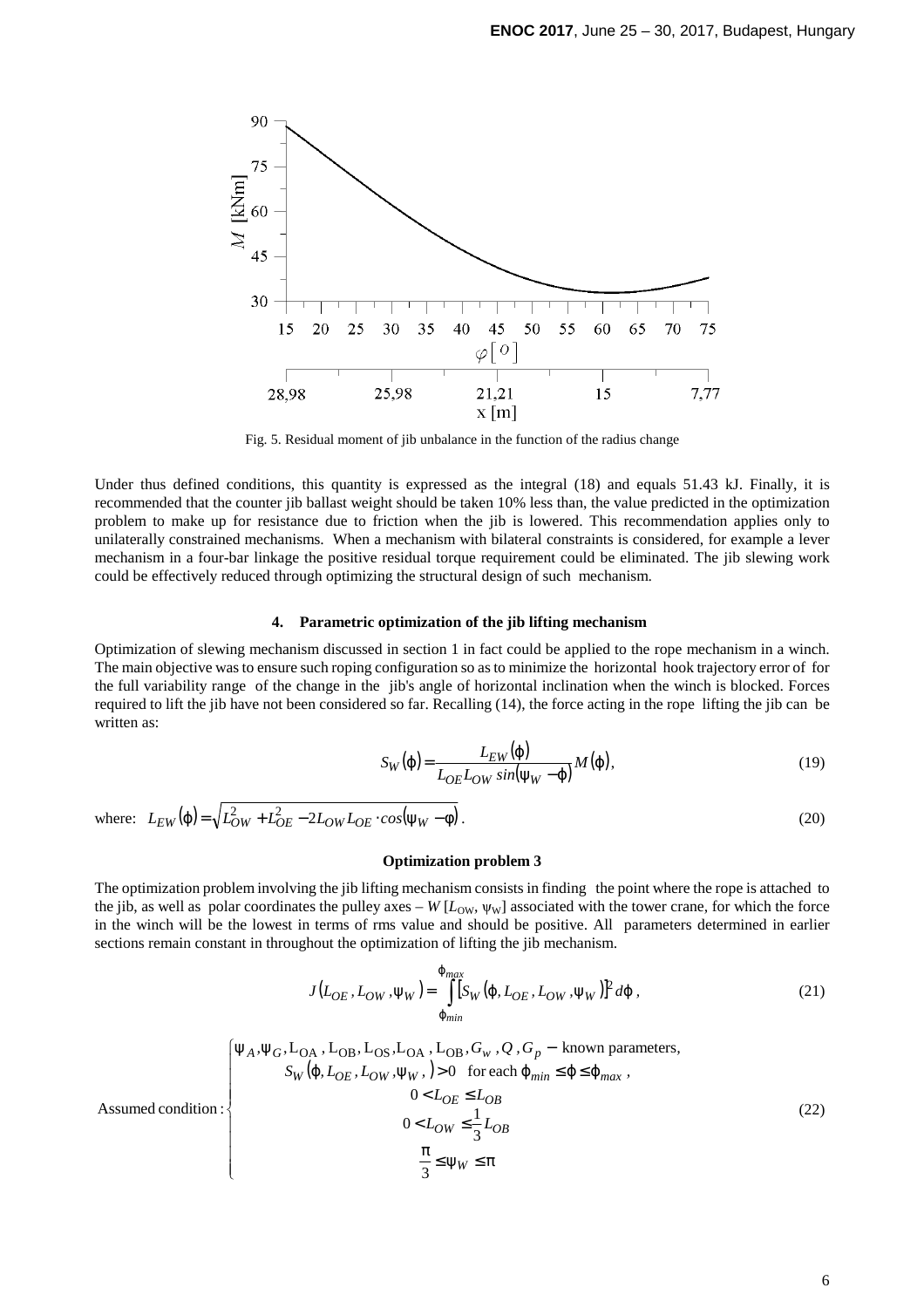Fig. 5. Residual moment of jib unbalance in the function of the radius change

Under thus defined conditions, this quantity is expressed as the integral (18) and equals 51.43 kJ. Finally, it is recommended that the counter jib ballast weight should be taken 10% less than, the value predicted in the optimization problem to make up for resistance due to friction when the jib is lowered. This recommendation applies only to unilaterally constrained mechanisms. When a mechanism with bilateral constraints is considered, for example a lever mechanism in a four-bar linkage the positive residual torque requirement could be eliminated. The jib slewing work could be effectively reduced through optimizing the structural design of such mechanism.

## 4. Parametric optimization of the jib lifting mechanism

Optimization of slewing mechanism discussed in section 1 in fact could be applied to the rope mechanism in a winch. The main objective was to ensure such roping configuration so as to minimize the horizontal hook trajectory error of for the full variability range of the change in the jib's angle of horizontal inclination when the winch is blocked. Forces required to lift the jib have not been considered so far. Recalling (14), the force acting in the rope lifting the jib can be written as:

$$S_W(\varphi) = \frac{L_{EW}(\varphi)}{L_{OE} L_{OW} \sin(\psi_W - \varphi)} M(\varphi), \tag{19}$$

where: $L_{EW}(\varphi) = \sqrt{L_{OW}^2 + L_{OE}^2 - 2L_{OW} L_{OE} \cdot \cos(\psi_W - \varphi)}$. (20)

### Optimization problem 3

The optimization problem involving the jib lifting mechanism consists in finding the point where the rope is attached to the jib, as well as polar coordinates the pulley axes – $W\,[L_{OW}, \psi_W]$ associated with the tower crane, for which the force in the winch will be the lowest in terms of rms value and should be positive. All parameters determined in earlier sections remain constant in throughout the optimization of lifting the jib mechanism.

$$J(L_{OE}, L_{OW}, \psi_W) = \int_{\varphi_{min}}^{\varphi_{max}} \left[S_W(\varphi, L_{OE}, L_{OW}, \psi_W)\right]^2 d\varphi, \tag{21}$$

$$\text{Assumed condition}: \begin{cases} \psi_A, \psi_G, L_{OA}, L_{OB}, L_{OS}, L_{OA}, L_{OB}, G_w, Q, G_p - \text{known parameters}, \\ S_W(\varphi, L_{OE}, L_{OW}, \psi_W,) > 0 \quad \text{for each } \varphi_{min} \le \varphi \le \varphi_{max}, \\ 0 < L_{OE} \le L_{OB} \\ 0 < L_{OW} \le \frac{1}{3} L_{OB} \\ \frac{\pi}{3} \le \psi_W \le \pi \end{cases} \tag{22}$$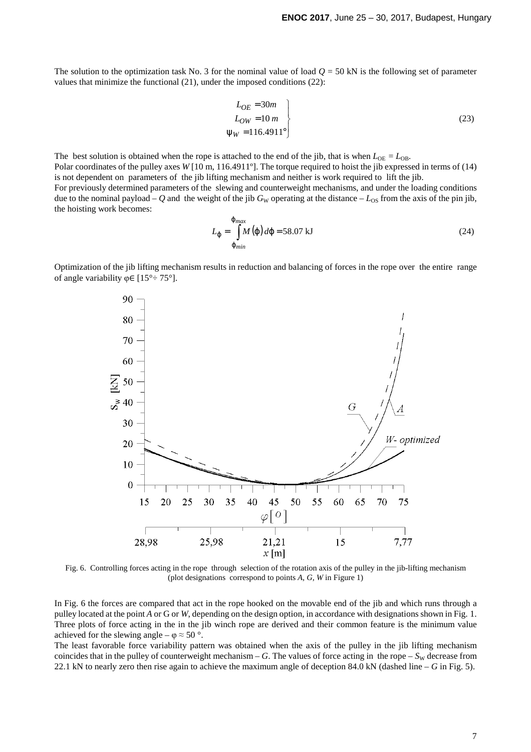The solution to the optimization task No. 3 for the nominal value of load $Q = 50$ kN is the following set of parameter values that minimize the functional (21), under the imposed conditions (22):

$$\left.\begin{aligned} L_{OE} &= 30m \\ L_{OW} &= 10\, m \\ \psi_W &= 116.4911° \end{aligned}\right\} \tag{23}$$

The best solution is obtained when the rope is attached to the end of the jib, that is when $L_{OE} = L_{OB}$.

Polar coordinates of the pulley axes $W$ [10 m, 116.4911º]. The torque required to hoist the jib expressed in terms of (14) is not dependent on parameters of the jib lifting mechanism and neither is work required to lift the jib.

For previously determined parameters of the slewing and counterweight mechanisms, and under the loading conditions due to the nominal payload – $Q$ and the weight of the jib $G_W$ operating at the distance – $L_{OS}$ from the axis of the pin jib, the hoisting work becomes:

$$L_\varphi = \int_{\varphi_{min}}^{\varphi_{max}} M(\varphi)\, d\varphi = 58.07 \text{ kJ} \tag{24}$$

Optimization of the jib lifting mechanism results in reduction and balancing of forces in the rope over the entire range of angle variability $\varphi \in [15° \div 75°]$.

Fig. 6. Controlling forces acting in the rope through selection of the rotation axis of the pulley in the jib-lifting mechanism (plot designations correspond to points $A$, $G$, $W$ in Figure 1)

In Fig. 6 the forces are compared that act in the rope hooked on the movable end of the jib and which runs through a pulley located at the point $A$ or G or $W$, depending on the design option, in accordance with designations shown in Fig. 1. Three plots of force acting in the in the jib winch rope are derived and their common feature is the minimum value achieved for the slewing angle – $\varphi \approx 50$ °.

The least favorable force variability pattern was obtained when the axis of the pulley in the jib lifting mechanism coincides that in the pulley of counterweight mechanism – $G$. The values of force acting in the rope – $S_W$ decrease from 22.1 kN to nearly zero then rise again to achieve the maximum angle of deception 84.0 kN (dashed line – $G$ in Fig. 5).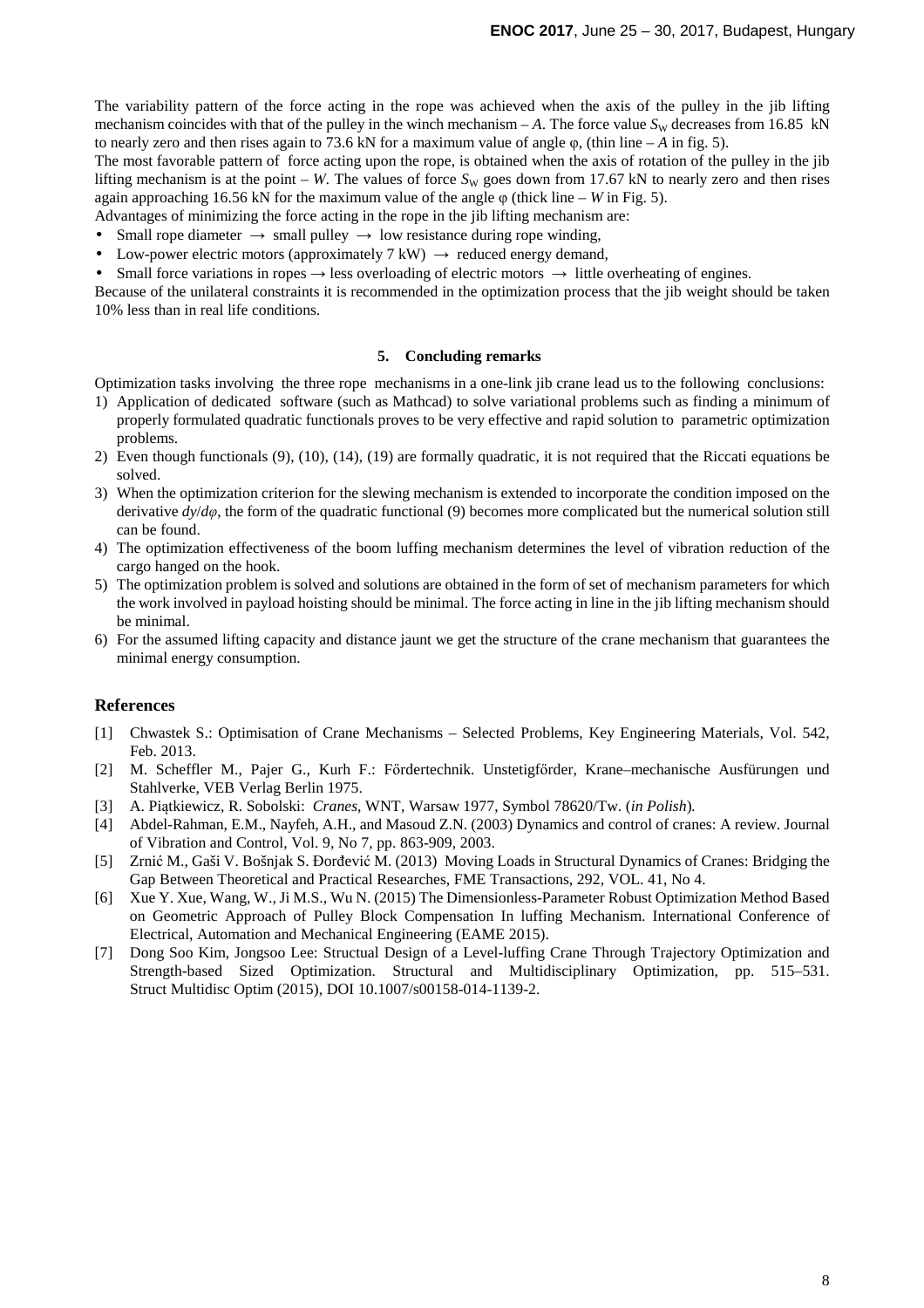The variability pattern of the force acting in the rope was achieved when the axis of the pulley in the jib lifting mechanism coincides with that of the pulley in the winch mechanism – *A*. The force value $S_W$ decreases from 16.85 kN to nearly zero and then rises again to 73.6 kN for a maximum value of angle φ, (thin line – *A* in fig. 5).

The most favorable pattern of force acting upon the rope, is obtained when the axis of rotation of the pulley in the jib lifting mechanism is at the point – *W*. The values of force $S_W$ goes down from 17.67 kN to nearly zero and then rises again approaching 16.56 kN for the maximum value of the angle φ (thick line – *W* in Fig. 5).

Advantages of minimizing the force acting in the rope in the jib lifting mechanism are:

- Small rope diameter → small pulley → low resistance during rope winding,
- Low-power electric motors (approximately 7 kW) → reduced energy demand,
- Small force variations in ropes → less overloading of electric motors → little overheating of engines.

Because of the unilateral constraints it is recommended in the optimization process that the jib weight should be taken 10% less than in real life conditions.

## 5. Concluding remarks

Optimization tasks involving the three rope mechanisms in a one-link jib crane lead us to the following conclusions:

1) Application of dedicated software (such as Mathcad) to solve variational problems such as finding a minimum of properly formulated quadratic functionals proves to be very effective and rapid solution to parametric optimization problems.
2) Even though functionals (9), (10), (14), (19) are formally quadratic, it is not required that the Riccati equations be solved.
3) When the optimization criterion for the slewing mechanism is extended to incorporate the condition imposed on the derivative $dy/d\varphi$, the form of the quadratic functional (9) becomes more complicated but the numerical solution still can be found.
4) The optimization effectiveness of the boom luffing mechanism determines the level of vibration reduction of the cargo hanged on the hook.
5) The optimization problem is solved and solutions are obtained in the form of set of mechanism parameters for which the work involved in payload hoisting should be minimal. The force acting in line in the jib lifting mechanism should be minimal.
6) For the assumed lifting capacity and distance jaunt we get the structure of the crane mechanism that guarantees the minimal energy consumption.

## References

[1] Chwastek S.: Optimisation of Crane Mechanisms – Selected Problems, Key Engineering Materials, Vol. 542, Feb. 2013.

[2] M. Scheffler M., Pajer G., Kurh F.: Főrdertechnik. Unstetigförder, Krane–mechanische Ausfürungen und Stahlverke, VEB Verlag Berlin 1975.

[3] A. Piątkiewicz, R. Sobolski: *Cranes*, WNT, Warsaw 1977, Symbol 78620/Tw. (*in Polish*).

[4] Abdel-Rahman, E.M., Nayfeh, A.H., and Masoud Z.N. (2003) Dynamics and control of cranes: A review. Journal of Vibration and Control, Vol. 9, No 7, pp. 863-909, 2003.

[5] Zrnić M., Gaši V. Bošnjak S. Đorđević M. (2013) Moving Loads in Structural Dynamics of Cranes: Bridging the Gap Between Theoretical and Practical Researches, FME Transactions, 292, VOL. 41, No 4.

[6] Xue Y. Xue, Wang, W., Ji M.S., Wu N. (2015) The Dimensionless-Parameter Robust Optimization Method Based on Geometric Approach of Pulley Block Compensation In luffing Mechanism. International Conference of Electrical, Automation and Mechanical Engineering (EAME 2015).

[7] Dong Soo Kim, Jongsoo Lee: Structual Design of a Level-luffing Crane Through Trajectory Optimization and Strength-based Sized Optimization. Structural and Multidisciplinary Optimization, pp. 515–531. Struct Multidisc Optim (2015), DOI 10.1007/s00158-014-1139-2.